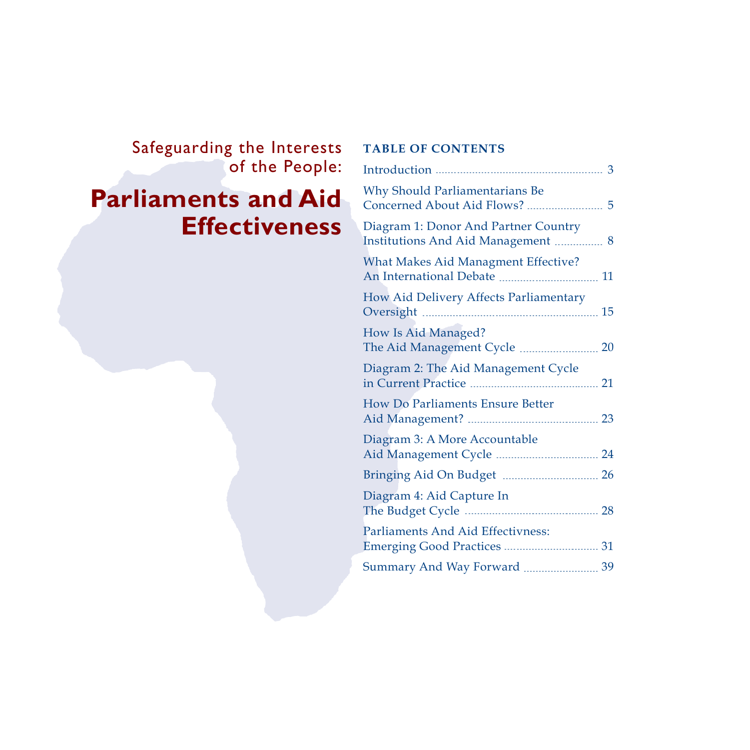Safeguarding the Interests of the People:

# Parliaments and Aid Effectiveness

## TABLE OF CONTENTS

| | |
|---|---|
| Introduction | 3 |
| Why Should Parliamentarians Be Concerned About Aid Flows? | 5 |
| Diagram 1: Donor And Partner Country Institutions And Aid Management | 8 |
| What Makes Aid Managment Effective? An International Debate | 11 |
| How Aid Delivery Affects Parliamentary Oversight | 15 |
| How Is Aid Managed? The Aid Management Cycle | 20 |
| Diagram 2: The Aid Management Cycle in Current Practice | 21 |
| How Do Parliaments Ensure Better Aid Management? | 23 |
| Diagram 3: A More Accountable Aid Management Cycle | 24 |
| Bringing Aid On Budget | 26 |
| Diagram 4: Aid Capture In The Budget Cycle | 28 |
| Parliaments And Aid Effectivness: Emerging Good Practices | 31 |
| Summary And Way Forward | 39 |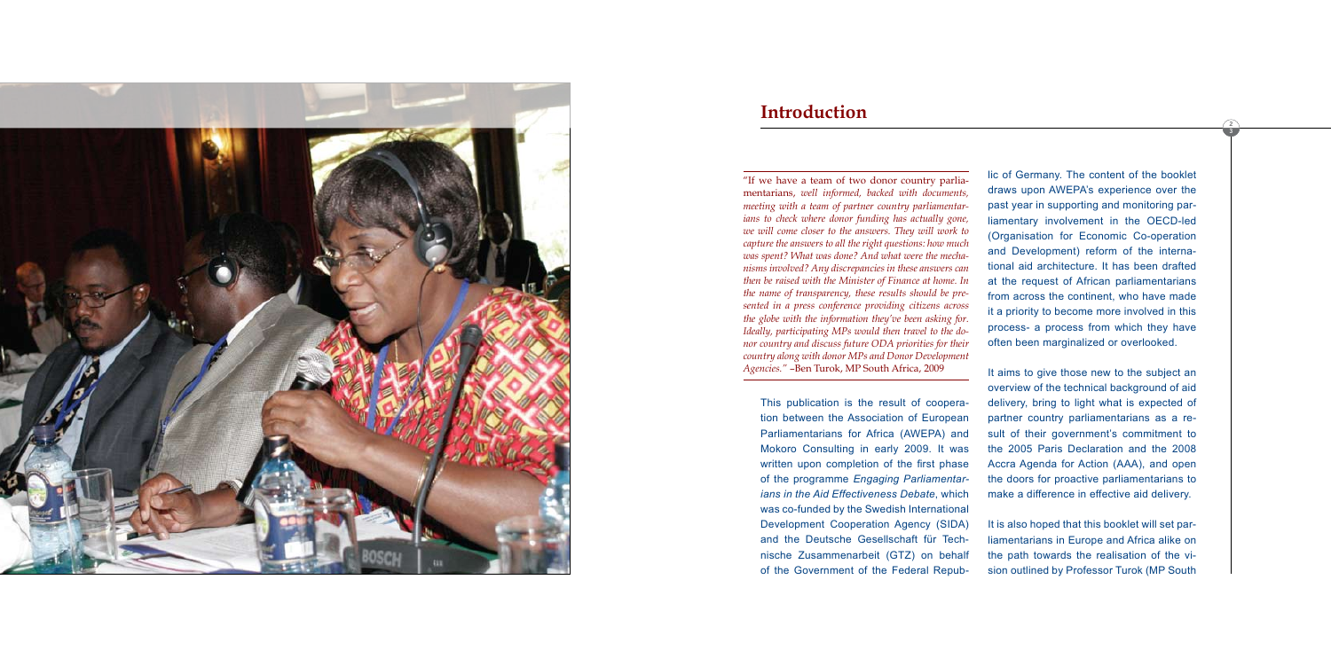## Introduction

"If we have a team of two donor country parliamentarians, *well informed, backed with documents, meeting with a team of partner country parliamentarians to check where donor funding has actually gone, we will come closer to the answers. They will work to capture the answers to all the right questions: how much was spent? What was done? And what were the mechanisms involved? Any discrepancies in these answers can then be raised with the Minister of Finance at home. In the name of transparency, these results should be presented in a press conference providing citizens across the globe with the information they've been asking for. Ideally, participating MPs would then travel to the donor country and discuss future ODA priorities for their country along with donor MPs and Donor Development Agencies."* –Ben Turok, MP South Africa, 2009

This publication is the result of cooperation between the Association of European Parliamentarians for Africa (AWEPA) and Mokoro Consulting in early 2009. It was written upon completion of the first phase of the programme *Engaging Parliamentarians in the Aid Effectiveness Debate*, which was co-funded by the Swedish International Development Cooperation Agency (SIDA) and the Deutsche Gesellschaft für Technische Zusammenarbeit (GTZ) on behalf of the Government of the Federal Republic of Germany. The content of the booklet draws upon AWEPA's experience over the past year in supporting and monitoring parliamentary involvement in the OECD-led (Organisation for Economic Co-operation and Development) reform of the international aid architecture. It has been drafted at the request of African parliamentarians from across the continent, who have made it a priority to become more involved in this process- a process from which they have often been marginalized or overlooked.

It aims to give those new to the subject an overview of the technical background of aid delivery, bring to light what is expected of partner country parliamentarians as a result of their government's commitment to the 2005 Paris Declaration and the 2008 Accra Agenda for Action (AAA), and open the doors for proactive parliamentarians to make a difference in effective aid delivery.

It is also hoped that this booklet will set parliamentarians in Europe and Africa alike on the path towards the realisation of the vision outlined by Professor Turok (MP South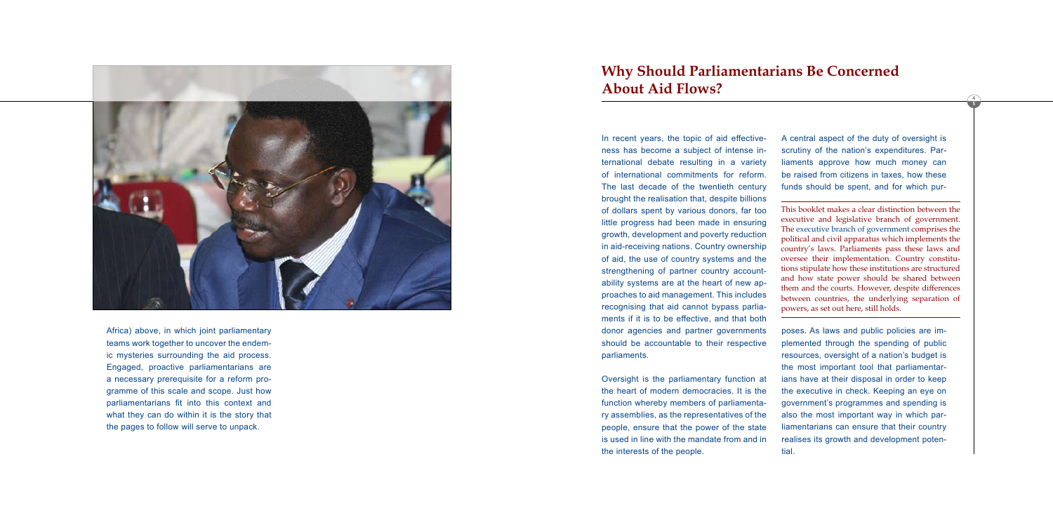Africa) above, in which joint parliamentary teams work together to uncover the endemic mysteries surrounding the aid process. Engaged, proactive parliamentarians are a necessary prerequisite for a reform programme of this scale and scope. Just how parliamentarians fit into this context and what they can do within it is the story that the pages to follow will serve to unpack.

# Why Should Parliamentarians Be Concerned About Aid Flows?

In recent years, the topic of aid effectiveness has become a subject of intense international debate resulting in a variety of international commitments for reform. The last decade of the twentieth century brought the realisation that, despite billions of dollars spent by various donors, far too little progress had been made in ensuring growth, development and poverty reduction in aid-receiving nations. Country ownership of aid, the use of country systems and the strengthening of partner country accountability systems are at the heart of new approaches to aid management. This includes recognising that aid cannot bypass parliaments if it is to be effective, and that both donor agencies and partner governments should be accountable to their respective parliaments.

Oversight is the parliamentary function at the heart of modern democracies. It is the function whereby members of parliamentary assemblies, as the representatives of the people, ensure that the power of the state is used in line with the mandate from and in the interests of the people.

A central aspect of the duty of oversight is scrutiny of the nation's expenditures. Parliaments approve how much money can be raised from citizens in taxes, how these funds should be spent, and for which purposes. As laws and public policies are implemented through the spending of public resources, oversight of a nation's budget is the most important tool that parliamentarians have at their disposal in order to keep the executive in check. Keeping an eye on government's programmes and spending is also the most important way in which parliamentarians can ensure that their country realises its growth and development potential.

This booklet makes a clear distinction between the executive and legislative branch of government. The executive branch of government comprises the political and civil apparatus which implements the country's laws. Parliaments pass these laws and oversee their implementation. Country constitutions stipulate how these institutions are structured and how state power should be shared between them and the courts. However, despite differences between countries, the underlying separation of powers, as set out here, still holds.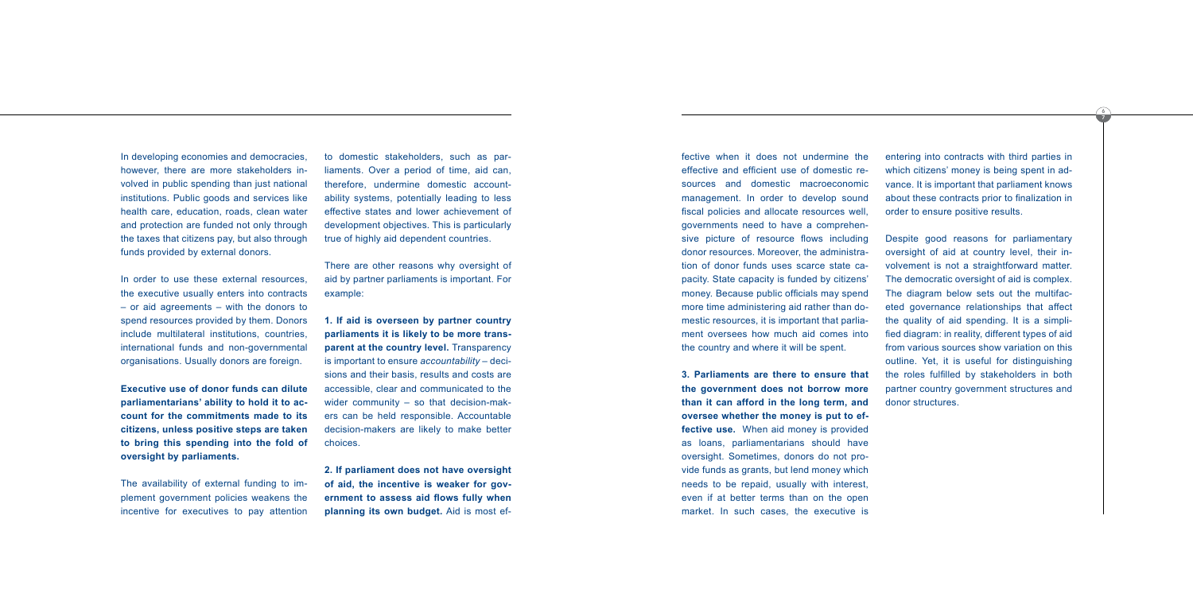In developing economies and democracies, however, there are more stakeholders involved in public spending than just national institutions. Public goods and services like health care, education, roads, clean water and protection are funded not only through the taxes that citizens pay, but also through funds provided by external donors.

In order to use these external resources, the executive usually enters into contracts – or aid agreements – with the donors to spend resources provided by them. Donors include multilateral institutions, countries, international funds and non-governmental organisations. Usually donors are foreign.

**Executive use of donor funds can dilute parliamentarians' ability to hold it to account for the commitments made to its citizens, unless positive steps are taken to bring this spending into the fold of oversight by parliaments.**

The availability of external funding to implement government policies weakens the incentive for executives to pay attention to domestic stakeholders, such as parliaments. Over a period of time, aid can, therefore, undermine domestic accountability systems, potentially leading to less effective states and lower achievement of development objectives. This is particularly true of highly aid dependent countries.

There are other reasons why oversight of aid by partner parliaments is important. For example:

**1. If aid is overseen by partner country parliaments it is likely to be more transparent at the country level.** Transparency is important to ensure *accountability* – decisions and their basis, results and costs are accessible, clear and communicated to the wider community – so that decision-makers can be held responsible. Accountable decision-makers are likely to make better choices.

**2. If parliament does not have oversight of aid, the incentive is weaker for government to assess aid flows fully when planning its own budget.** Aid is most effective when it does not undermine the effective and efficient use of domestic resources and domestic macroeconomic management. In order to develop sound fiscal policies and allocate resources well, governments need to have a comprehensive picture of resource flows including donor resources. Moreover, the administration of donor funds uses scarce state capacity. State capacity is funded by citizens' money. Because public officials may spend more time administering aid rather than domestic resources, it is important that parliament oversees how much aid comes into the country and where it will be spent.

**3. Parliaments are there to ensure that the government does not borrow more than it can afford in the long term, and oversee whether the money is put to effective use.** When aid money is provided as loans, parliamentarians should have oversight. Sometimes, donors do not provide funds as grants, but lend money which needs to be repaid, usually with interest, even if at better terms than on the open market. In such cases, the executive is entering into contracts with third parties in which citizens' money is being spent in advance. It is important that parliament knows about these contracts prior to finalization in order to ensure positive results.

Despite good reasons for parliamentary oversight of aid at country level, their involvement is not a straightforward matter. The democratic oversight of aid is complex. The diagram below sets out the multifaceted governance relationships that affect the quality of aid spending. It is a simplified diagram: in reality, different types of aid from various sources show variation on this outline. Yet, it is useful for distinguishing the roles fulfilled by stakeholders in both partner country government structures and donor structures.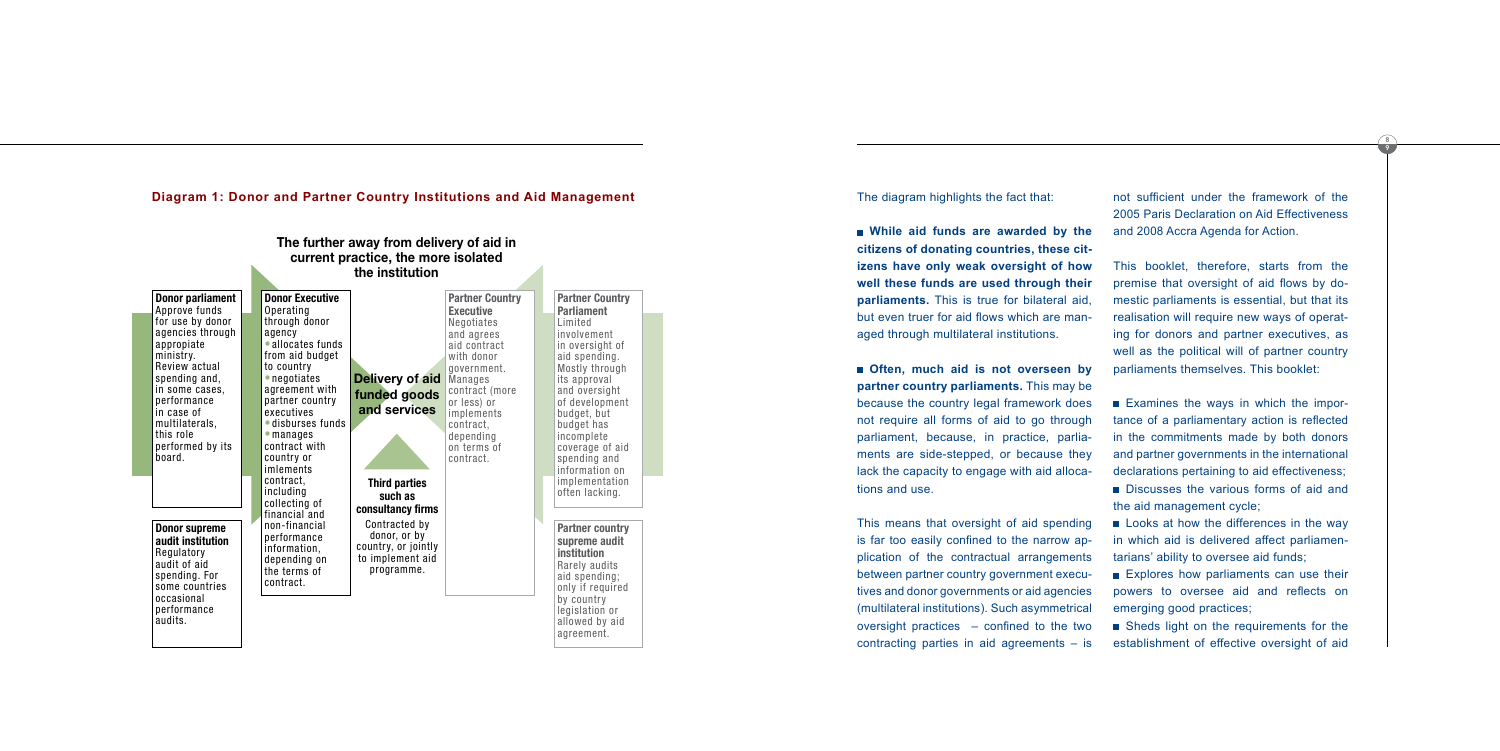**Diagram 1: Donor and Partner Country Institutions and Aid Management**

**The further away from delivery of aid in current practice, the more isolated the institution**

**Donor parliament**
Approve funds for use by donor agencies through appropriate ministry. Review actual spending and, in some cases, performance in case of multilaterals, this role performed by its board.

**Donor Executive**
Operating through donor agency
- allocates funds from aid budget to country
- negotiates agreement with partner country executives
- disburses funds
- manages contract with country or imlements contract, including collecting of financial and non-financial performance information, depending on the terms of contract.

**Delivery of aid funded goods and services**

**Third parties such as consultancy firms**
Contracted by donor, or by country, or jointly to implement aid programme.

**Partner Country Executive**
Negotiates and agrees aid contract with donor government. Manages contract (more or less) or implements contract, depending on terms of contract.

**Partner Country Parliament**
Limited involvement in oversight of aid spending. Mostly through its approval and oversight of development budget, but budget has incomplete coverage of aid spending and information on implementation often lacking.

**Donor supreme audit institution**
Regulatory audit of aid spending. For some countries occasional performance audits.

**Partner country supreme audit institution**
Rarely audits aid spending; only if required by country legislation or allowed by aid agreement.

The diagram highlights the fact that:

- **While aid funds are awarded by the citizens of donating countries, these citizens have only weak oversight of how well these funds are used through their parliaments.** This is true for bilateral aid, but even truer for aid flows which are managed through multilateral institutions.

- **Often, much aid is not overseen by partner country parliaments.** This may be because the country legal framework does not require all forms of aid to go through parliament, because, in practice, parliaments are side-stepped, or because they lack the capacity to engage with aid allocations and use.

This means that oversight of aid spending is far too easily confined to the narrow application of the contractual arrangements between partner country government executives and donor governments or aid agencies (multilateral institutions). Such asymmetrical oversight practices – confined to the two contracting parties in aid agreements – is not sufficient under the framework of the 2005 Paris Declaration on Aid Effectiveness and 2008 Accra Agenda for Action.

This booklet, therefore, starts from the premise that oversight of aid flows by domestic parliaments is essential, but that its realisation will require new ways of operating for donors and partner executives, as well as the political will of partner country parliaments themselves. This booklet:

- Examines the ways in which the importance of a parliamentary action is reflected in the commitments made by both donors and partner governments in the international declarations pertaining to aid effectiveness;
- Discusses the various forms of aid and the aid management cycle;
- Looks at how the differences in the way in which aid is delivered affect parliamentarians' ability to oversee aid funds;
- Explores how parliaments can use their powers to oversee aid and reflects on emerging good practices;
- Sheds light on the requirements for the establishment of effective oversight of aid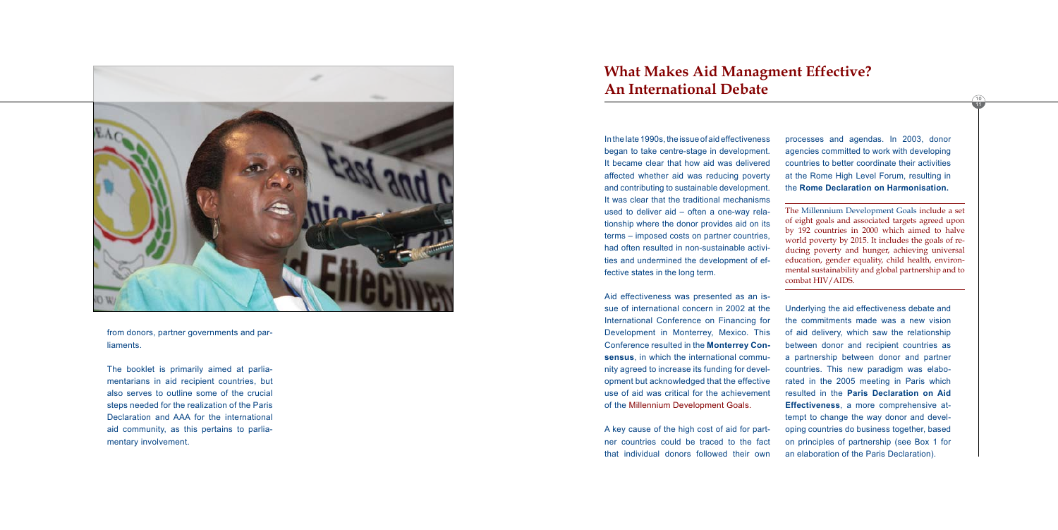from donors, partner governments and parliaments.

The booklet is primarily aimed at parliamentarians in aid recipient countries, but also serves to outline some of the crucial steps needed for the realization of the Paris Declaration and AAA for the international aid community, as this pertains to parliamentary involvement.

## What Makes Aid Managment Effective? An International Debate

In the late 1990s, the issue of aid effectiveness began to take centre-stage in development. It became clear that how aid was delivered affected whether aid was reducing poverty and contributing to sustainable development. It was clear that the traditional mechanisms used to deliver aid – often a one-way relationship where the donor provides aid on its terms – imposed costs on partner countries, had often resulted in non-sustainable activities and undermined the development of effective states in the long term.

Aid effectiveness was presented as an issue of international concern in 2002 at the International Conference on Financing for Development in Monterrey, Mexico. This Conference resulted in the **Monterrey Consensus**, in which the international community agreed to increase its funding for development but acknowledged that the effective use of aid was critical for the achievement of the Millennium Development Goals.

A key cause of the high cost of aid for partner countries could be traced to the fact that individual donors followed their own processes and agendas. In 2003, donor agencies committed to work with developing countries to better coordinate their activities at the Rome High Level Forum, resulting in the **Rome Declaration on Harmonisation.**

The Millennium Development Goals include a set of eight goals and associated targets agreed upon by 192 countries in 2000 which aimed to halve world poverty by 2015. It includes the goals of reducing poverty and hunger, achieving universal education, gender equality, child health, environmental sustainability and global partnership and to combat HIV/AIDS.

Underlying the aid effectiveness debate and the commitments made was a new vision of aid delivery, which saw the relationship between donor and recipient countries as a partnership between donor and partner countries. This new paradigm was elaborated in the 2005 meeting in Paris which resulted in the **Paris Declaration on Aid Effectiveness**, a more comprehensive attempt to change the way donor and developing countries do business together, based on principles of partnership (see Box 1 for an elaboration of the Paris Declaration).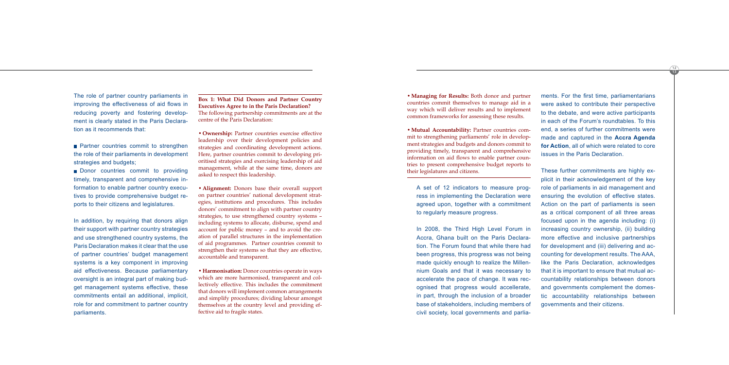The role of partner country parliaments in improving the effectiveness of aid flows in reducing poverty and fostering development is clearly stated in the Paris Declaration as it recommends that:

- Partner countries commit to strengthen the role of their parliaments in development strategies and budgets;
- Donor countries commit to providing timely, transparent and comprehensive information to enable partner country executives to provide comprehensive budget reports to their citizens and legislatures.

In addition, by requiring that donors align their support with partner country strategies and use strengthened country systems, the Paris Declaration makes it clear that the use of partner countries' budget management systems is a key component in improving aid effectiveness. Because parliamentary oversight is an integral part of making budget management systems effective, these commitments entail an additional, implicit, role for and commitment to partner country parliaments.

**Box 1: What Did Donors and Partner Country Executives Agree to in the Paris Declaration?**
The following partnership commitments are at the centre of the Paris Declaration:

- **Ownership:** Partner countries exercise effective leadership over their development policies and strategies and coordinating development actions. Here, partner countries commit to developing prioritised strategies and exercising leadership of aid management, while at the same time, donors are asked to respect this leadership.

- **Alignment:** Donors base their overall support on partner countries' national development strategies, institutions and procedures. This includes donors' commitment to align with partner country strategies, to use strengthened country systems – including systems to allocate, disburse, spend and account for public money – and to avoid the creation of parallel structures in the implementation of aid programmes. Partner countries commit to strengthen their systems so that they are effective, accountable and transparent.

- **Harmonisation:** Donor countries operate in ways which are more harmonised, transparent and collectively effective. This includes the commitment that donors will implement common arrangements and simplify procedures; dividing labour amongst themselves at the country level and providing effective aid to fragile states.

- **Managing for Results:** Both donor and partner countries commit themselves to manage aid in a way which will deliver results and to implement common frameworks for assessing these results.

- **Mutual Accountability:** Partner countries commit to strengthening parliaments' role in development strategies and budgets and donors commit to providing timely, transparent and comprehensive information on aid flows to enable partner countries to present comprehensive budget reports to their legislatures and citizens.

A set of 12 indicators to measure progress in implementing the Declaration were agreed upon, together with a commitment to regularly measure progress.

In 2008, the Third High Level Forum in Accra, Ghana built on the Paris Declaration. The Forum found that while there had been progress, this progress was not being made quickly enough to realize the Millennium Goals and that it was necessary to accelerate the pace of change. It was recognised that progress would accellerate, in part, through the inclusion of a broader base of stakeholders, including members of civil society, local governments and parliaments. For the first time, parliamentarians were asked to contribute their perspective to the debate, and were active participants in each of the Forum's roundtables. To this end, a series of further commitments were made and captured in the **Accra Agenda for Action**, all of which were related to core issues in the Paris Declaration.

These further commitments are highly explicit in their acknowledgement of the key role of parliaments in aid management and ensuring the evolution of effective states. Action on the part of parliaments is seen as a critical component of all three areas focused upon in the agenda including: (i) increasing country ownership, (ii) building more effective and inclusive partnerships for development and (iii) delivering and accounting for development results. The AAA, like the Paris Declaration, acknowledges that it is important to ensure that mutual accountability relationships between donors and governments complement the domestic accountability relationships between governments and their citizens.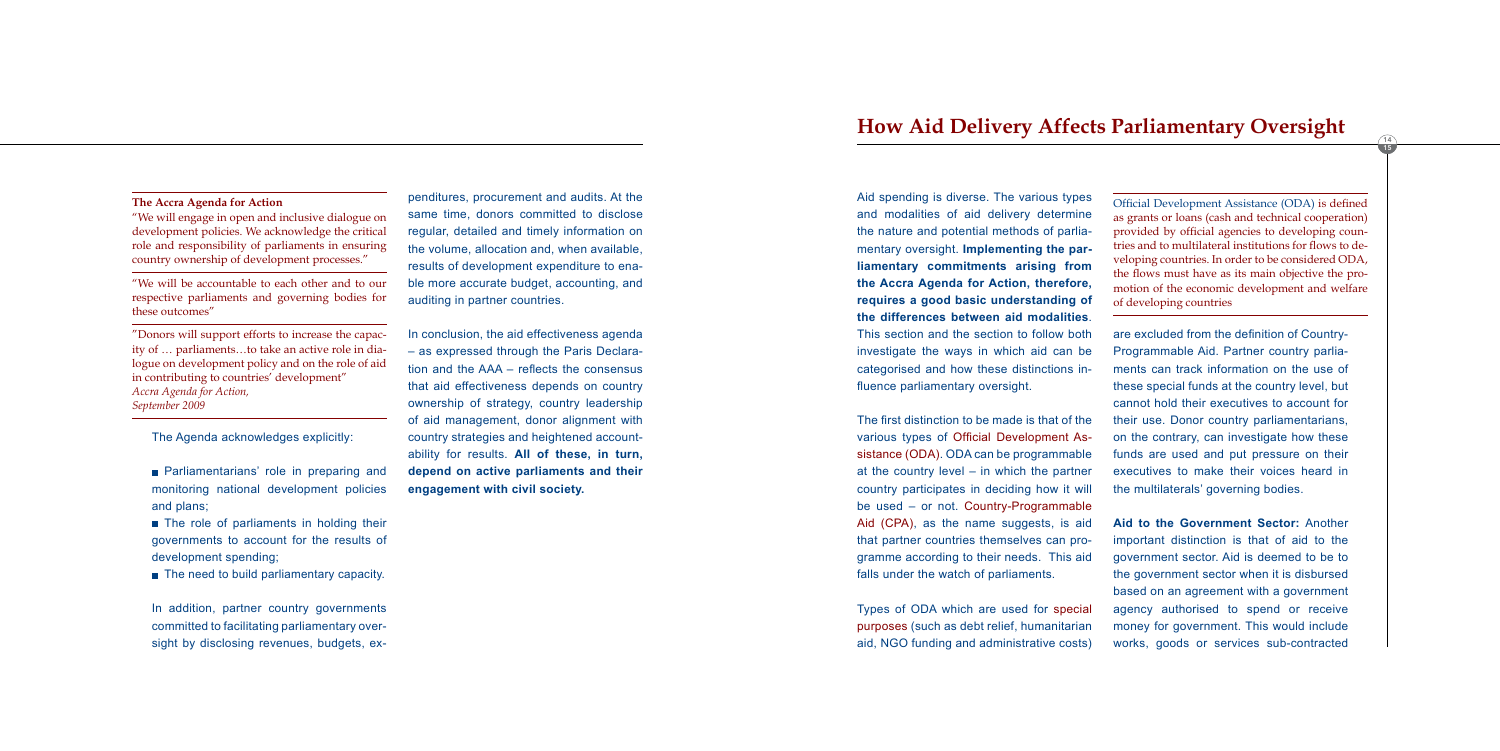**The Accra Agenda for Action**

"We will engage in open and inclusive dialogue on development policies. We acknowledge the critical role and responsibility of parliaments in ensuring country ownership of development processes."

"We will be accountable to each other and to our respective parliaments and governing bodies for these outcomes"

"Donors will support efforts to increase the capacity of … parliaments…to take an active role in dialogue on development policy and on the role of aid in contributing to countries' development"
*Accra Agenda for Action, September 2009*

The Agenda acknowledges explicitly:

- Parliamentarians' role in preparing and monitoring national development policies and plans;
- The role of parliaments in holding their governments to account for the results of development spending;
- The need to build parliamentary capacity.

In addition, partner country governments committed to facilitating parliamentary oversight by disclosing revenues, budgets, expenditures, procurement and audits. At the same time, donors committed to disclose regular, detailed and timely information on the volume, allocation and, when available, results of development expenditure to enable more accurate budget, accounting, and auditing in partner countries.

In conclusion, the aid effectiveness agenda – as expressed through the Paris Declaration and the AAA – reflects the consensus that aid effectiveness depends on country ownership of strategy, country leadership of aid management, donor alignment with country strategies and heightened accountability for results. **All of these, in turn, depend on active parliaments and their engagement with civil society.**

# How Aid Delivery Affects Parliamentary Oversight

Aid spending is diverse. The various types and modalities of aid delivery determine the nature and potential methods of parliamentary oversight. **Implementing the parliamentary commitments arising from the Accra Agenda for Action, therefore, requires a good basic understanding of the differences between aid modalities**. This section and the section to follow both investigate the ways in which aid can be categorised and how these distinctions influence parliamentary oversight.

The first distinction to be made is that of the various types of Official Development Assistance (ODA). ODA can be programmable at the country level – in which the partner country participates in deciding how it will be used – or not. Country-Programmable Aid (CPA), as the name suggests, is aid that partner countries themselves can programme according to their needs. This aid falls under the watch of parliaments.

Types of ODA which are used for special purposes (such as debt relief, humanitarian aid, NGO funding and administrative costs) are excluded from the definition of Country-Programmable Aid. Partner country parliaments can track information on the use of these special funds at the country level, but cannot hold their executives to account for their use. Donor country parliamentarians, on the contrary, can investigate how these funds are used and put pressure on their executives to make their voices heard in the multilaterals' governing bodies.

Official Development Assistance (ODA) is defined as grants or loans (cash and technical cooperation) provided by official agencies to developing countries and to multilateral institutions for flows to developing countries. In order to be considered ODA, the flows must have as its main objective the promotion of the economic development and welfare of developing countries

**Aid to the Government Sector:** Another important distinction is that of aid to the government sector. Aid is deemed to be to the government sector when it is disbursed based on an agreement with a government agency authorised to spend or receive money for government. This would include works, goods or services sub-contracted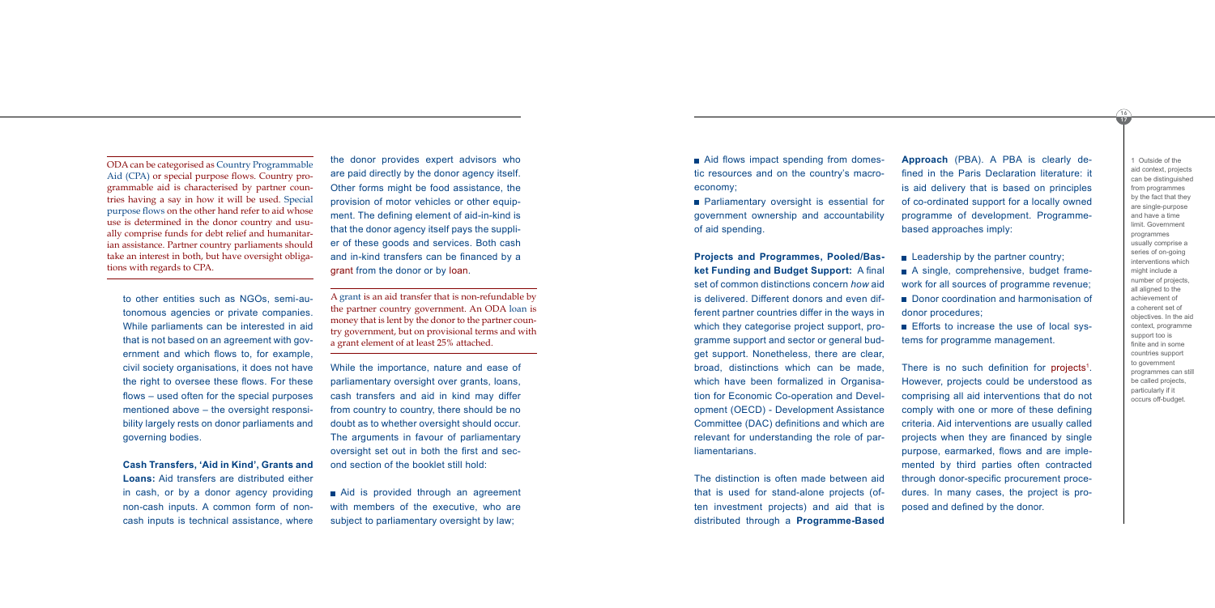ODA can be categorised as Country Programmable Aid (CPA) or special purpose flows. Country programmable aid is characterised by partner countries having a say in how it will be used. Special purpose flows on the other hand refer to aid whose use is determined in the donor country and usually comprise funds for debt relief and humanitarian assistance. Partner country parliaments should take an interest in both, but have oversight obligations with regards to CPA.

to other entities such as NGOs, semi-autonomous agencies or private companies. While parliaments can be interested in aid that is not based on an agreement with government and which flows to, for example, civil society organisations, it does not have the right to oversee these flows. For these flows – used often for the special purposes mentioned above – the oversight responsibility largely rests on donor parliaments and governing bodies.

**Cash Transfers, 'Aid in Kind', Grants and Loans:** Aid transfers are distributed either in cash, or by a donor agency providing non-cash inputs. A common form of non-cash inputs is technical assistance, where the donor provides expert advisors who are paid directly by the donor agency itself. Other forms might be food assistance, the provision of motor vehicles or other equipment. The defining element of aid-in-kind is that the donor agency itself pays the supplier of these goods and services. Both cash and in-kind transfers can be financed by a grant from the donor or by loan.

A grant is an aid transfer that is non-refundable by the partner country government. An ODA loan is money that is lent by the donor to the partner country government, but on provisional terms and with a grant element of at least 25% attached.

While the importance, nature and ease of parliamentary oversight over grants, loans, cash transfers and aid in kind may differ from country to country, there should be no doubt as to whether oversight should occur. The arguments in favour of parliamentary oversight set out in both the first and second section of the booklet still hold:

- Aid is provided through an agreement with members of the executive, who are subject to parliamentary oversight by law;
- Aid flows impact spending from domestic resources and on the country's macro-economy;
- Parliamentary oversight is essential for government ownership and accountability of aid spending.

**Projects and Programmes, Pooled/Basket Funding and Budget Support:** A final set of common distinctions concern *how* aid is delivered. Different donors and even different partner countries differ in the ways in which they categorise project support, programme support and sector or general budget support. Nonetheless, there are clear, broad, distinctions which can be made, which have been formalized in Organisation for Economic Co-operation and Development (OECD) - Development Assistance Committee (DAC) definitions and which are relevant for understanding the role of parliamentarians.

The distinction is often made between aid that is used for stand-alone projects (often investment projects) and aid that is distributed through a **Programme-Based Approach** (PBA). A PBA is clearly defined in the Paris Declaration literature: it is aid delivery that is based on principles of co-ordinated support for a locally owned programme of development. Programme-based approaches imply:

- Leadership by the partner country;
- A single, comprehensive, budget framework for all sources of programme revenue;
- Donor coordination and harmonisation of donor procedures;
- Efforts to increase the use of local systems for programme management.

There is no such definition for projects[1]. However, projects could be understood as comprising all aid interventions that do not comply with one or more of these defining criteria. Aid interventions are usually called projects when they are financed by single purpose, earmarked, flows and are implemented by third parties often contracted through donor-specific procurement procedures. In many cases, the project is proposed and defined by the donor.

1 Outside of the aid context, projects can be distinguished from programmes by the fact that they are single-purpose and have a time limit. Government programmes usually comprise a series of on-going interventions which might include a number of projects, all aligned to the achievement of a coherent set of objectives. In the aid context, programme support too is finite and in some countries support to government programmes can still be called projects, particularly if it occurs off-budget.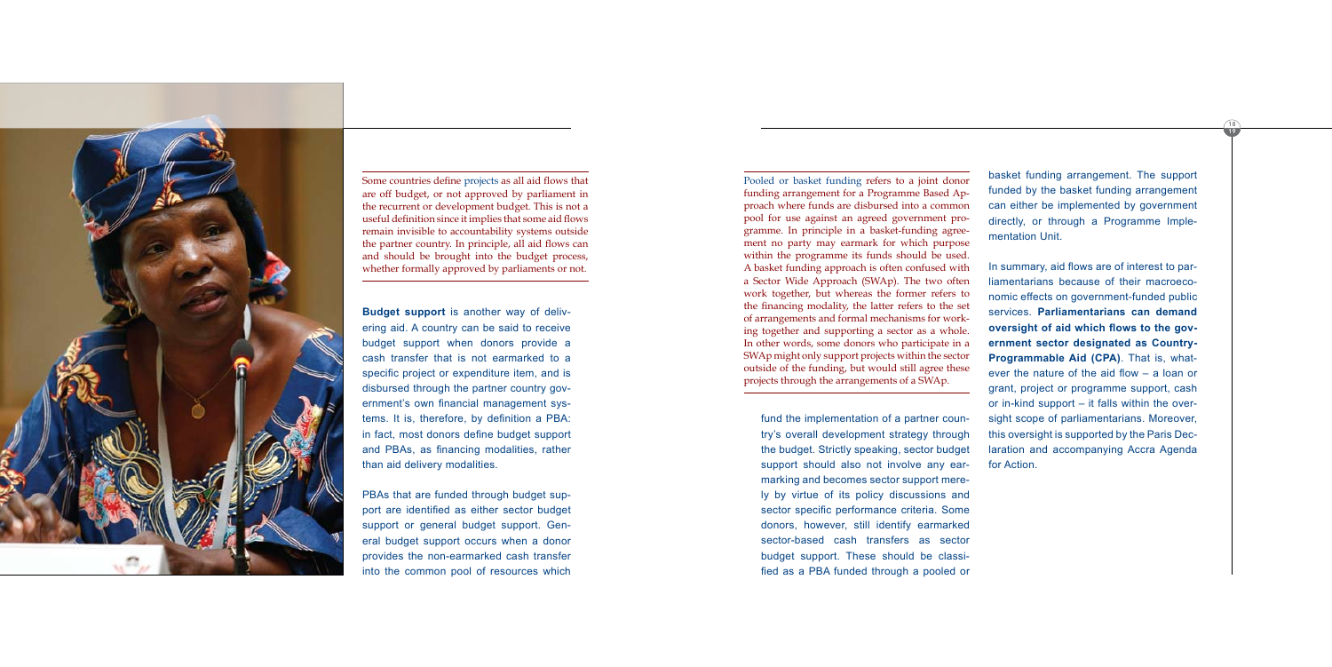Some countries define projects as all aid flows that are off budget, or not approved by parliament in the recurrent or development budget. This is not a useful definition since it implies that some aid flows remain invisible to accountability systems outside the partner country. In principle, all aid flows can and should be brought into the budget process, whether formally approved by parliaments or not.

**Budget support** is another way of delivering aid. A country can be said to receive budget support when donors provide a cash transfer that is not earmarked to a specific project or expenditure item, and is disbursed through the partner country government's own financial management systems. It is, therefore, by definition a PBA: in fact, most donors define budget support and PBAs, as financing modalities, rather than aid delivery modalities.

PBAs that are funded through budget support are identified as either sector budget support or general budget support. General budget support occurs when a donor provides the non-earmarked cash transfer into the common pool of resources which fund the implementation of a partner country's overall development strategy through the budget. Strictly speaking, sector budget support should also not involve any earmarking and becomes sector support merely by virtue of its policy discussions and sector specific performance criteria. Some donors, however, still identify earmarked sector-based cash transfers as sector budget support. These should be classified as a PBA funded through a pooled or basket funding arrangement. The support funded by the basket funding arrangement can either be implemented by government directly, or through a Programme Implementation Unit.

Pooled or basket funding refers to a joint donor funding arrangement for a Programme Based Approach where funds are disbursed into a common pool for use against an agreed government programme. In principle in a basket-funding agreement no party may earmark for which purpose within the programme its funds should be used. A basket funding approach is often confused with a Sector Wide Approach (SWAp). The two often work together, but whereas the former refers to the financing modality, the latter refers to the set of arrangements and formal mechanisms for working together and supporting a sector as a whole. In other words, some donors who participate in a SWAp might only support projects within the sector outside of the funding, but would still agree these projects through the arrangements of a SWAp.

In summary, aid flows are of interest to parliamentarians because of their macroeconomic effects on government-funded public services. **Parliamentarians can demand oversight of aid which flows to the government sector designated as Country-Programmable Aid (CPA)**. That is, whatever the nature of the aid flow – a loan or grant, project or programme support, cash or in-kind support – it falls within the oversight scope of parliamentarians. Moreover, this oversight is supported by the Paris Declaration and accompanying Accra Agenda for Action.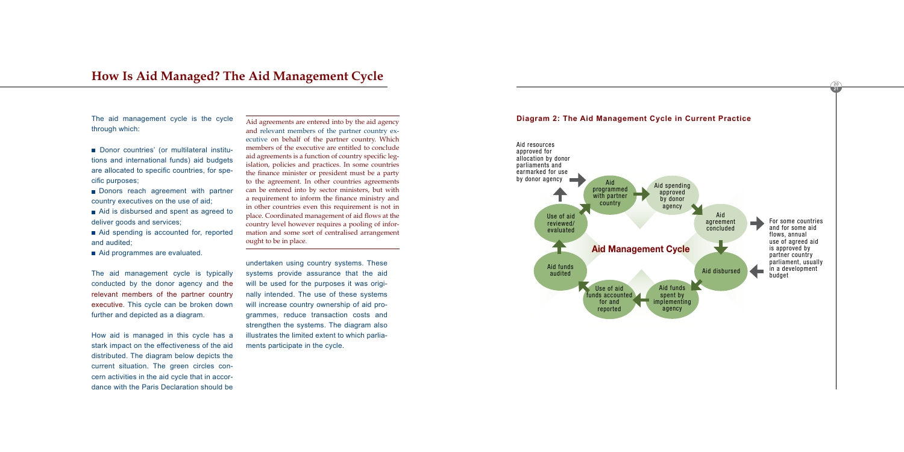# How Is Aid Managed? The Aid Management Cycle

The aid management cycle is the cycle through which:

- Donor countries' (or multilateral institutions and international funds) aid budgets are allocated to specific countries, for specific purposes;
- Donors reach agreement with partner country executives on the use of aid;
- Aid is disbursed and spent as agreed to deliver goods and services;
- Aid spending is accounted for, reported and audited;
- Aid programmes are evaluated.

The aid management cycle is typically conducted by the donor agency and the relevant members of the partner country executive. This cycle can be broken down further and depicted as a diagram.

How aid is managed in this cycle has a stark impact on the effectiveness of the aid distributed. The diagram below depicts the current situation. The green circles concern activities in the aid cycle that in accordance with the Paris Declaration should be undertaken using country systems. These systems provide assurance that the aid will be used for the purposes it was originally intended. The use of these systems will increase country ownership of aid programmes, reduce transaction costs and strengthen the systems. The diagram also illustrates the limited extent to which parliaments participate in the cycle.

Aid agreements are entered into by the aid agency and relevant members of the partner country executive on behalf of the partner country. Which members of the executive are entitled to conclude aid agreements is a function of country specific legislation, policies and practices. In some countries the finance minister or president must be a party to the agreement. In other countries agreements can be entered into by sector ministers, but with a requirement to inform the finance ministry and in other countries even this requirement is not in place. Coordinated management of aid flows at the country level however requires a pooling of information and some sort of centralised arrangement ought to be in place.

### Diagram 2: The Aid Management Cycle in Current Practice

**Aid Management Cycle**

- Aid resources approved for allocation by donor parliaments and earmarked for use by donor agency → Aid programmed with partner country
- Aid programmed with partner country → Aid spending approved by donor agency
- Aid spending approved by donor agency → Aid agreement concluded
- Aid agreement concluded → Aid disbursed
- For some countries and for some aid flows, annual use of agreed aid is approved by partner country parliament, usually in a development budget → Aid disbursed
- Aid disbursed → Aid funds spent by implementing agency
- Aid funds spent by implementing agency → Use of aid funds accounted for and reported
- Use of aid funds accounted for and reported → Aid funds audited
- Aid funds audited → Use of aid reviewed/evaluated
- Use of aid reviewed/evaluated → Aid programmed with partner country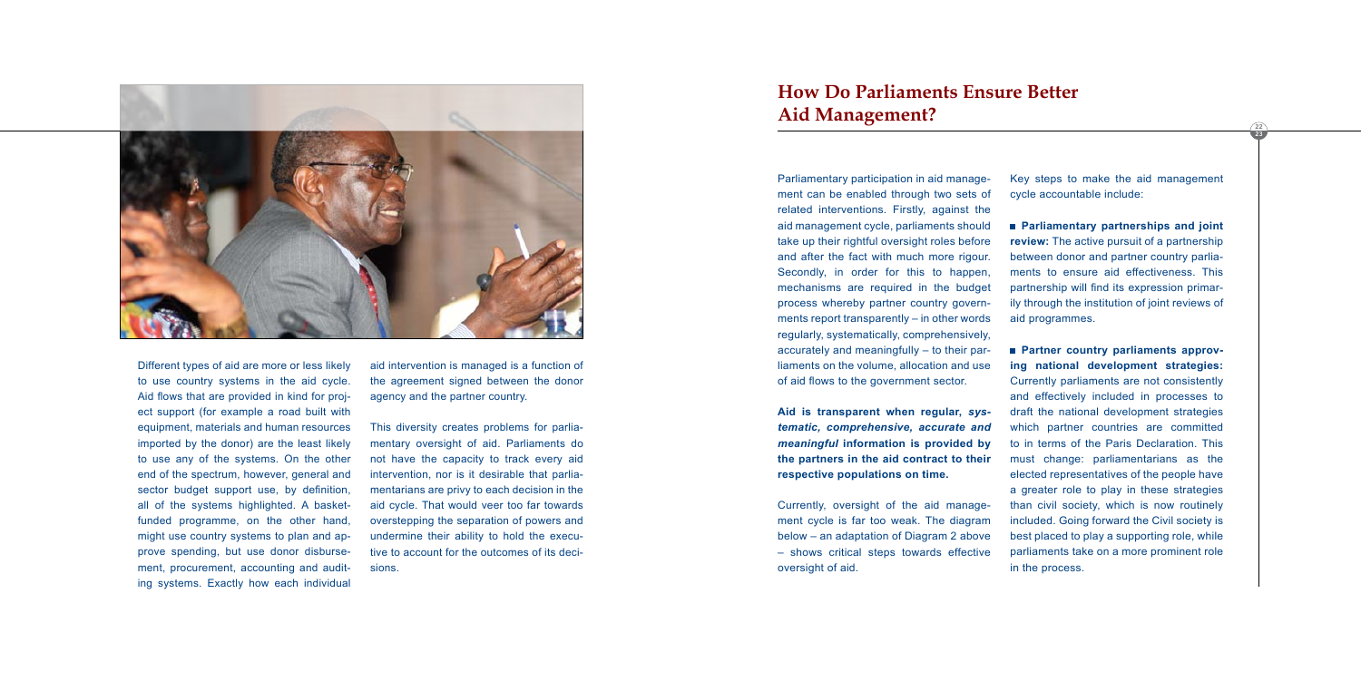Different types of aid are more or less likely to use country systems in the aid cycle. Aid flows that are provided in kind for project support (for example a road built with equipment, materials and human resources imported by the donor) are the least likely to use any of the systems. On the other end of the spectrum, however, general and sector budget support use, by definition, all of the systems highlighted. A basket-funded programme, on the other hand, might use country systems to plan and approve spending, but use donor disbursement, procurement, accounting and auditing systems. Exactly how each individual aid intervention is managed is a function of the agreement signed between the donor agency and the partner country.

This diversity creates problems for parliamentary oversight of aid. Parliaments do not have the capacity to track every aid intervention, nor is it desirable that parliamentarians are privy to each decision in the aid cycle. That would veer too far towards overstepping the separation of powers and undermine their ability to hold the executive to account for the outcomes of its decisions.

# How Do Parliaments Ensure Better Aid Management?

Parliamentary participation in aid management can be enabled through two sets of related interventions. Firstly, against the aid management cycle, parliaments should take up their rightful oversight roles before and after the fact with much more rigour. Secondly, in order for this to happen, mechanisms are required in the budget process whereby partner country governments report transparently – in other words regularly, systematically, comprehensively, accurately and meaningfully – to their parliaments on the volume, allocation and use of aid flows to the government sector.

**Aid is transparent when regular, *systematic, comprehensive, accurate and meaningful* information is provided by the partners in the aid contract to their respective populations on time.**

Currently, oversight of the aid management cycle is far too weak. The diagram below – an adaptation of Diagram 2 above – shows critical steps towards effective oversight of aid.

Key steps to make the aid management cycle accountable include:

- **Parliamentary partnerships and joint review:** The active pursuit of a partnership between donor and partner country parliaments to ensure aid effectiveness. This partnership will find its expression primarily through the institution of joint reviews of aid programmes.

- **Partner country parliaments approving national development strategies:** Currently parliaments are not consistently and effectively included in processes to draft the national development strategies which partner countries are committed to in terms of the Paris Declaration. This must change: parliamentarians as the elected representatives of the people have a greater role to play in these strategies than civil society, which is now routinely included. Going forward the Civil society is best placed to play a supporting role, while parliaments take on a more prominent role in the process.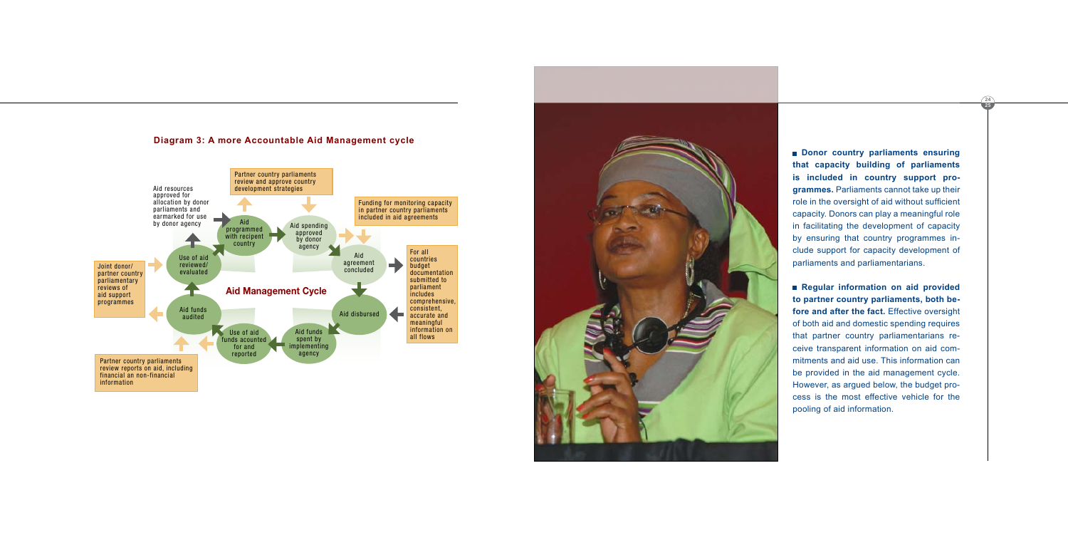**Diagram 3: A more Accountable Aid Management cycle**

**Aid Management Cycle**

- Aid programmed with recipent country
- Aid spending approved by donor agency
- Aid agreement concluded
- Aid disbursed
- Aid funds spent by implementing agency
- Use of aid funds acounted for and reported
- Aid funds audited
- Use of aid reviewed/ evaluated

Aid resources approved for allocation by donor parliaments and earmarked for use by donor agency

Partner country parliaments review and approve country development strategies

Funding for monitoring capacity in partner country parliaments included in aid agreements

For all countries budget documentation submitted to parliament includes comprehensive, consistent, accurate and meaningful information on all flows

Partner country parliaments review reports on aid, including financial an non-financial information

Joint donor/ partner country parliamentary reviews of aid support programmes

- **Donor country parliaments ensuring that capacity building of parliaments is included in country support programmes.** Parliaments cannot take up their role in the oversight of aid without sufficient capacity. Donors can play a meaningful role in facilitating the development of capacity by ensuring that country programmes include support for capacity development of parliaments and parliamentarians.

- **Regular information on aid provided to partner country parliaments, both before and after the fact.** Effective oversight of both aid and domestic spending requires that partner country parliamentarians receive transparent information on aid commitments and aid use. This information can be provided in the aid management cycle. However, as argued below, the budget process is the most effective vehicle for the pooling of aid information.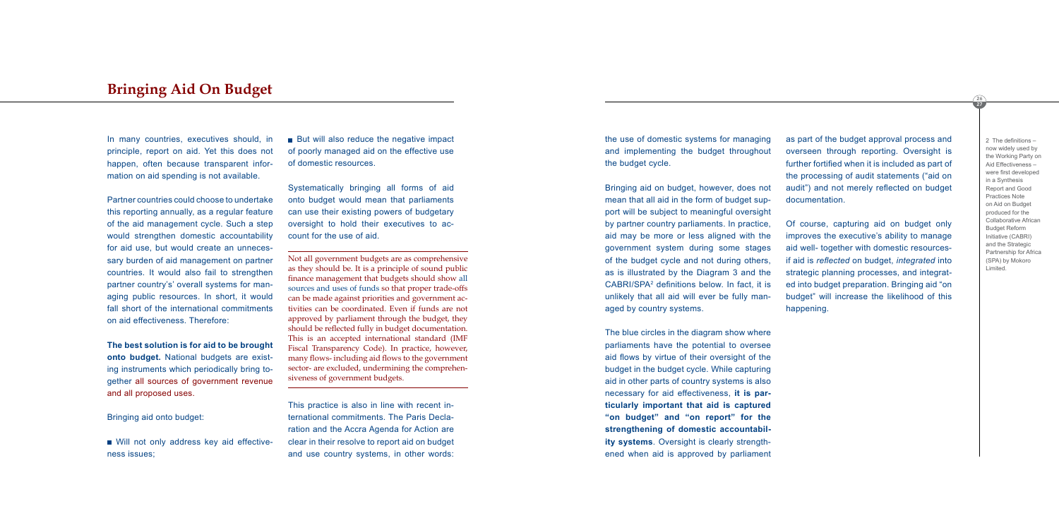## Bringing Aid On Budget

In many countries, executives should, in principle, report on aid. Yet this does not happen, often because transparent information on aid spending is not available.

Partner countries could choose to undertake this reporting annually, as a regular feature of the aid management cycle. Such a step would strengthen domestic accountability for aid use, but would create an unnecessary burden of aid management on partner countries. It would also fail to strengthen partner country's' overall systems for managing public resources. In short, it would fall short of the international commitments on aid effectiveness. Therefore:

**The best solution is for aid to be brought onto budget.** National budgets are existing instruments which periodically bring together all sources of government revenue and all proposed uses.

Bringing aid onto budget:

- Will not only address key aid effectiveness issues;
- But will also reduce the negative impact of poorly managed aid on the effective use of domestic resources.

Systematically bringing all forms of aid onto budget would mean that parliaments can use their existing powers of budgetary oversight to hold their executives to account for the use of aid.

Not all government budgets are as comprehensive as they should be. It is a principle of sound public finance management that budgets should show all sources and uses of funds so that proper trade-offs can be made against priorities and government activities can be coordinated. Even if funds are not approved by parliament through the budget, they should be reflected fully in budget documentation. This is an accepted international standard (IMF Fiscal Transparency Code). In practice, however, many flows- including aid flows to the government sector- are excluded, undermining the comprehensiveness of government budgets.

This practice is also in line with recent international commitments. The Paris Declaration and the Accra Agenda for Action are clear in their resolve to report aid on budget and use country systems, in other words: the use of domestic systems for managing and implementing the budget throughout the budget cycle.

Bringing aid on budget, however, does not mean that all aid in the form of budget support will be subject to meaningful oversight by partner country parliaments. In practice, aid may be more or less aligned with the government system during some stages of the budget cycle and not during others, as is illustrated by the Diagram 3 and the CABRI/SPA[2] definitions below. In fact, it is unlikely that all aid will ever be fully managed by country systems.

The blue circles in the diagram show where parliaments have the potential to oversee aid flows by virtue of their oversight of the budget in the budget cycle. While capturing aid in other parts of country systems is also necessary for aid effectiveness, **it is particularly important that aid is captured "on budget" and "on report" for the strengthening of domestic accountability systems**. Oversight is clearly strengthened when aid is approved by parliament as part of the budget approval process and overseen through reporting. Oversight is further fortified when it is included as part of the processing of audit statements ("aid on audit") and not merely reflected on budget documentation.

Of course, capturing aid on budget only improves the executive's ability to manage aid well- together with domestic resources- if aid is *reflected* on budget, *integrated* into strategic planning processes, and integrated into budget preparation. Bringing aid "on budget" will increase the likelihood of this happening.

2 The definitions – now widely used by the Working Party on Aid Effectiveness – were first developed in a Synthesis Report and Good Practices Note on Aid on Budget produced for the Collaborative African Budget Reform Initiative (CABRI) and the Strategic Partnership for Africa (SPA) by Mokoro Limited.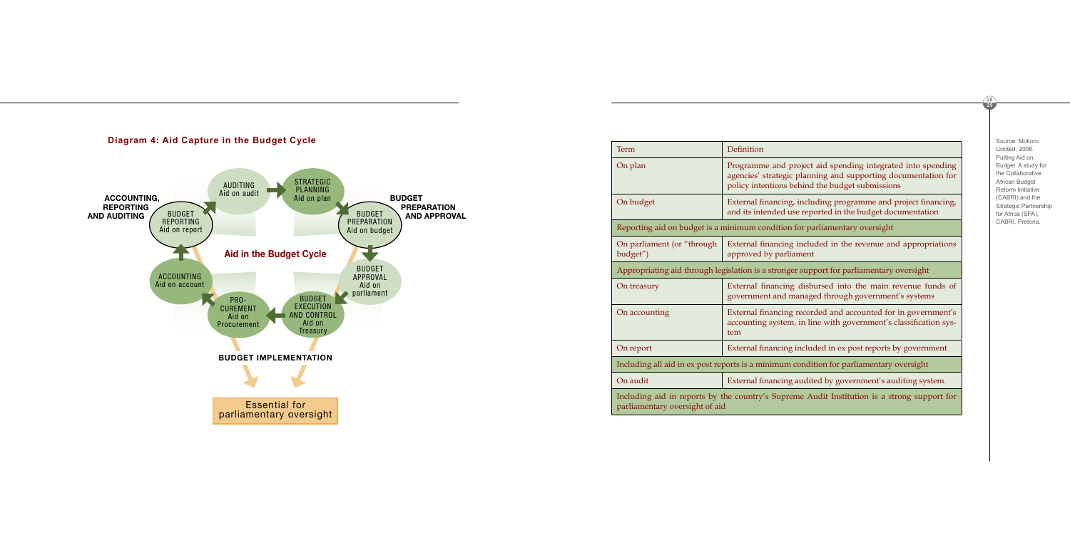**Diagram 4: Aid Capture in the Budget Cycle**

Aid in the Budget Cycle

STRATEGIC PLANNING Aid on plan

BUDGET PREPARATION AND APPROVAL

BUDGET PREPARATION Aid on budget

BUDGET APPROVAL Aid on parliament

BUDGET EXECUTION AND CONTROL Aid on Treasury

PRO-CUREMENT Aid on Procurement

BUDGET IMPLEMENTATION

ACCOUNTING Aid on account

ACCOUNTING, REPORTING AND AUDITING

BUDGET REPORTING Aid on report

AUDITING Aid on audit

Essential for parliamentary oversight

| Term | Definition |
|---|---|
| On plan | Programme and project aid spending integrated into spending agencies' strategic planning and supporting documentation for policy intentions behind the budget submissions |
| On budget | External financing, including programme and project financing, and its intended use reported in the budget documentation |
| Reporting aid on budget is a minimum condition for parliamentary oversight | |
| On parliament (or "through budget") | External financing included in the revenue and appropriations approved by parliament |
| Appropriating aid through legislation is a stronger support for parliamentary oversight | |
| On treasury | External financing disbursed into the main revenue funds of government and managed through government's systems |
| On accounting | External financing recorded and accounted for in government's accounting system, in line with government's classification system |
| On report | External financing included in ex post reports by government |
| Including all aid in ex post reports is a minimum condition for parliamentary oversight | |
| On audit | External financing audited by government's auditing system. |
| Including aid in reports by the country's Supreme Audit Institution is a strong support for parliamentary oversight of aid | |

Source: Mokoro Limited, 2008. Putting Aid on Budget: A study for the Collaborative African Budget Reform Initiative (CABRI) and the Strategic Partnership for Africa (SPA), CABRI, Pretoria.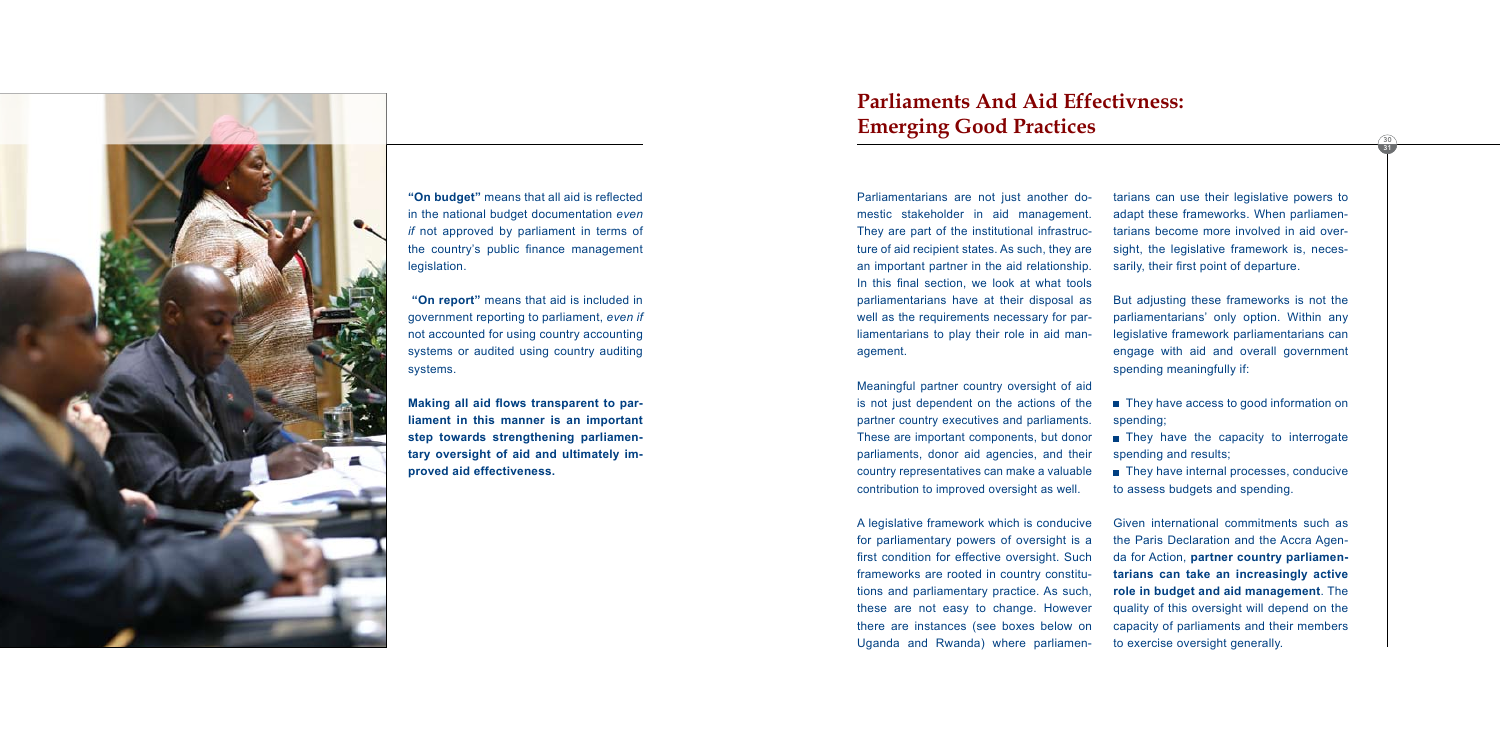"**On budget"** means that all aid is reflected in the national budget documentation *even if* not approved by parliament in terms of the country's public finance management legislation.

**"On report"** means that aid is included in government reporting to parliament, *even if* not accounted for using country accounting systems or audited using country auditing systems.

**Making all aid flows transparent to parliament in this manner is an important step towards strengthening parliamentary oversight of aid and ultimately improved aid effectiveness.**

# Parliaments And Aid Effectivness: Emerging Good Practices

Parliamentarians are not just another domestic stakeholder in aid management. They are part of the institutional infrastructure of aid recipient states. As such, they are an important partner in the aid relationship. In this final section, we look at what tools parliamentarians have at their disposal as well as the requirements necessary for parliamentarians to play their role in aid management.

Meaningful partner country oversight of aid is not just dependent on the actions of the partner country executives and parliaments. These are important components, but donor parliaments, donor aid agencies, and their country representatives can make a valuable contribution to improved oversight as well.

A legislative framework which is conducive for parliamentary powers of oversight is a first condition for effective oversight. Such frameworks are rooted in country constitutions and parliamentary practice. As such, these are not easy to change. However there are instances (see boxes below on Uganda and Rwanda) where parliamentarians can use their legislative powers to adapt these frameworks. When parliamentarians become more involved in aid oversight, the legislative framework is, necessarily, their first point of departure.

But adjusting these frameworks is not the parliamentarians' only option. Within any legislative framework parliamentarians can engage with aid and overall government spending meaningfully if:

- They have access to good information on spending;
- They have the capacity to interrogate spending and results;
- They have internal processes, conducive to assess budgets and spending.

Given international commitments such as the Paris Declaration and the Accra Agenda for Action, **partner country parliamentarians can take an increasingly active role in budget and aid management**. The quality of this oversight will depend on the capacity of parliaments and their members to exercise oversight generally.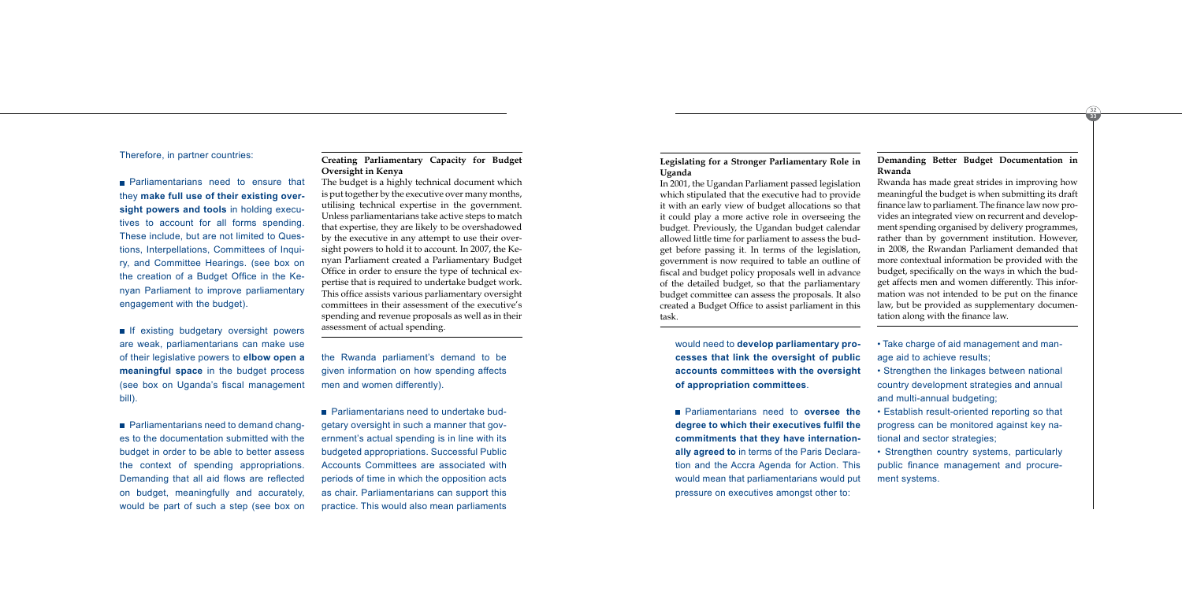Therefore, in partner countries:

- Parliamentarians need to ensure that they **make full use of their existing oversight powers and tools** in holding executives to account for all forms spending. These include, but are not limited to Questions, Interpellations, Committees of Inquiry, and Committee Hearings. (see box on the creation of a Budget Office in the Kenyan Parliament to improve parliamentary engagement with the budget).

- If existing budgetary oversight powers are weak, parliamentarians can make use of their legislative powers to **elbow open a meaningful space** in the budget process (see box on Uganda's fiscal management bill).

- Parliamentarians need to demand changes to the documentation submitted with the budget in order to be able to better assess the context of spending appropriations. Demanding that all aid flows are reflected on budget, meaningfully and accurately, would be part of such a step (see box on the Rwanda parliament's demand to be given information on how spending affects men and women differently).

- Parliamentarians need to undertake budgetary oversight in such a manner that government's actual spending is in line with its budgeted appropriations. Successful Public Accounts Committees are associated with periods of time in which the opposition acts as chair. Parliamentarians can support this practice. This would also mean parliaments would need to **develop parliamentary processes that link the oversight of public accounts committees with the oversight of appropriation committees**.

- Parliamentarians need to **oversee the degree to which their executives fulfil the commitments that they have internationally agreed to** in terms of the Paris Declaration and the Accra Agenda for Action. This would mean that parliamentarians would put pressure on executives amongst other to:

  - Take charge of aid management and manage aid to achieve results;
  - Strengthen the linkages between national country development strategies and annual and multi-annual budgeting;
  - Establish result-oriented reporting so that progress can be monitored against key national and sector strategies;
  - Strengthen country systems, particularly public finance management and procurement systems.

### Creating Parliamentary Capacity for Budget Oversight in Kenya

The budget is a highly technical document which is put together by the executive over many months, utilising technical expertise in the government. Unless parliamentarians take active steps to match that expertise, they are likely to be overshadowed by the executive in any attempt to use their oversight powers to hold it to account. In 2007, the Kenyan Parliament created a Parliamentary Budget Office in order to ensure the type of technical expertise that is required to undertake budget work. This office assists various parliamentary oversight committees in their assessment of the executive's spending and revenue proposals as well as in their assessment of actual spending.

### Legislating for a Stronger Parliamentary Role in Uganda

In 2001, the Ugandan Parliament passed legislation which stipulated that the executive had to provide it with an early view of budget allocations so that it could play a more active role in overseeing the budget. Previously, the Ugandan budget calendar allowed little time for parliament to assess the budget before passing it. In terms of the legislation, government is now required to table an outline of fiscal and budget policy proposals well in advance of the detailed budget, so that the parliamentary budget committee can assess the proposals. It also created a Budget Office to assist parliament in this task.

### Demanding Better Budget Documentation in Rwanda

Rwanda has made great strides in improving how meaningful the budget is when submitting its draft finance law to parliament. The finance law now provides an integrated view on recurrent and development spending organised by delivery programmes, rather than by government institution. However, in 2008, the Rwandan Parliament demanded that more contextual information be provided with the budget, specifically on the ways in which the budget affects men and women differently. This information was not intended to be put on the finance law, but be provided as supplementary documentation along with the finance law.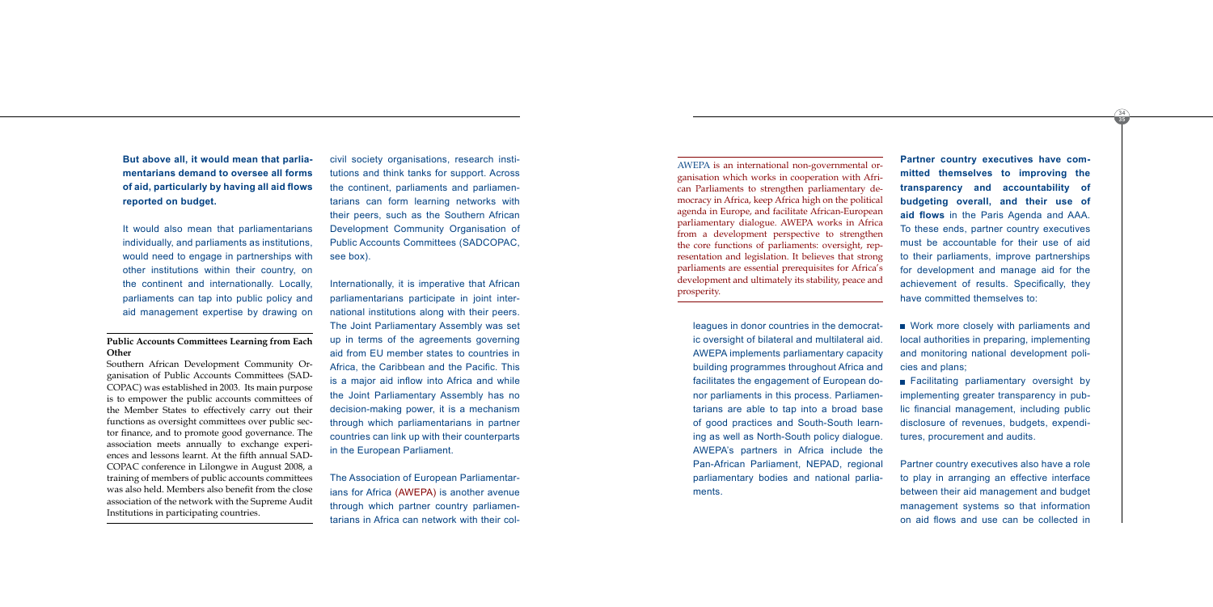**But above all, it would mean that parliamentarians demand to oversee all forms of aid, particularly by having all aid flows reported on budget.**

It would also mean that parliamentarians individually, and parliaments as institutions, would need to engage in partnerships with other institutions within their country, on the continent and internationally. Locally, parliaments can tap into public policy and aid management expertise by drawing on civil society organisations, research institutions and think tanks for support. Across the continent, parliaments and parliamentarians can form learning networks with their peers, such as the Southern African Development Community Organisation of Public Accounts Committees (SADCOPAC, see box).

**Public Accounts Committees Learning from Each Other**

Southern African Development Community Organisation of Public Accounts Committees (SADCOPAC) was established in 2003. Its main purpose is to empower the public accounts committees of the Member States to effectively carry out their functions as oversight committees over public sector finance, and to promote good governance. The association meets annually to exchange experiences and lessons learnt. At the fifth annual SADCOPAC conference in Lilongwe in August 2008, a training of members of public accounts committees was also held. Members also benefit from the close association of the network with the Supreme Audit Institutions in participating countries.

Internationally, it is imperative that African parliamentarians participate in joint international institutions along with their peers. The Joint Parliamentary Assembly was set up in terms of the agreements governing aid from EU member states to countries in Africa, the Caribbean and the Pacific. This is a major aid inflow into Africa and while the Joint Parliamentary Assembly has no decision-making power, it is a mechanism through which parliamentarians in partner countries can link up with their counterparts in the European Parliament.

The Association of European Parliamentarians for Africa (AWEPA) is another avenue through which partner country parliamentarians in Africa can network with their colleagues in donor countries in the democratic oversight of bilateral and multilateral aid. AWEPA implements parliamentary capacity building programmes throughout Africa and facilitates the engagement of European donor parliaments in this process. Parliamentarians are able to tap into a broad base of good practices and South-South learning as well as North-South policy dialogue. AWEPA's partners in Africa include the Pan-African Parliament, NEPAD, regional parliamentary bodies and national parliaments.

AWEPA is an international non-governmental organisation which works in cooperation with African Parliaments to strengthen parliamentary democracy in Africa, keep Africa high on the political agenda in Europe, and facilitate African-European parliamentary dialogue. AWEPA works in Africa from a development perspective to strengthen the core functions of parliaments: oversight, representation and legislation. It believes that strong parliaments are essential prerequisites for Africa's development and ultimately its stability, peace and prosperity.

**Partner country executives have committed themselves to improving the transparency and accountability of budgeting overall, and their use of aid flows** in the Paris Agenda and AAA. To these ends, partner country executives must be accountable for their use of aid to their parliaments, improve partnerships for development and manage aid for the achievement of results. Specifically, they have committed themselves to:

- Work more closely with parliaments and local authorities in preparing, implementing and monitoring national development policies and plans;
- Facilitating parliamentary oversight by implementing greater transparency in public financial management, including public disclosure of revenues, budgets, expenditures, procurement and audits.

Partner country executives also have a role to play in arranging an effective interface between their aid management and budget management systems so that information on aid flows and use can be collected in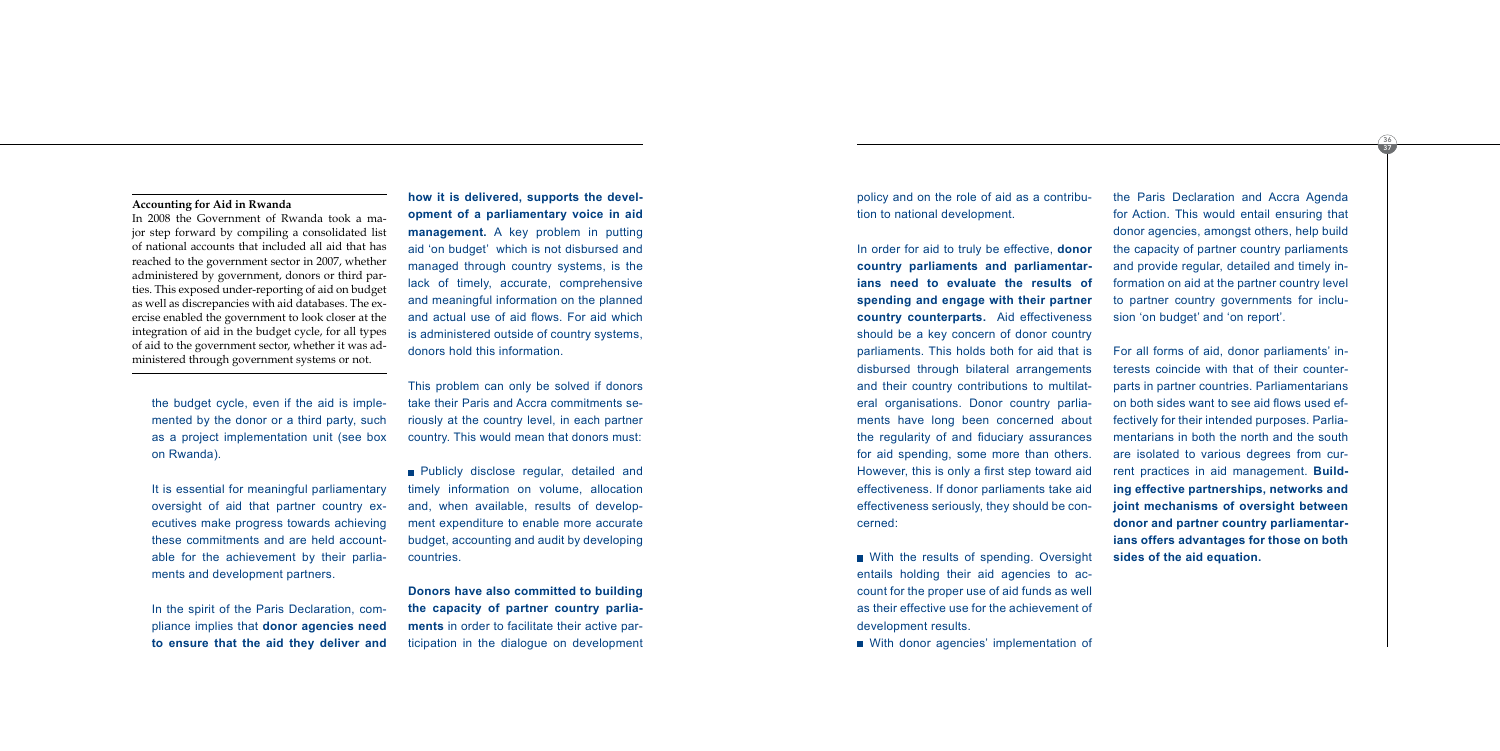### Accounting for Aid in Rwanda

In 2008 the Government of Rwanda took a major step forward by compiling a consolidated list of national accounts that included all aid that has reached to the government sector in 2007, whether administered by government, donors or third parties. This exposed under-reporting of aid on budget as well as discrepancies with aid databases. The exercise enabled the government to look closer at the integration of aid in the budget cycle, for all types of aid to the government sector, whether it was administered through government systems or not.

the budget cycle, even if the aid is implemented by the donor or a third party, such as a project implementation unit (see box on Rwanda).

It is essential for meaningful parliamentary oversight of aid that partner country executives make progress towards achieving these commitments and are held accountable for the achievement by their parliaments and development partners.

In the spirit of the Paris Declaration, compliance implies that **donor agencies need to ensure that the aid they deliver and how it is delivered, supports the development of a parliamentary voice in aid management.** A key problem in putting aid 'on budget' which is not disbursed and managed through country systems, is the lack of timely, accurate, comprehensive and meaningful information on the planned and actual use of aid flows. For aid which is administered outside of country systems, donors hold this information.

This problem can only be solved if donors take their Paris and Accra commitments seriously at the country level, in each partner country. This would mean that donors must:

- Publicly disclose regular, detailed and timely information on volume, allocation and, when available, results of development expenditure to enable more accurate budget, accounting and audit by developing countries.

**Donors have also committed to building the capacity of partner country parliaments** in order to facilitate their active participation in the dialogue on development policy and on the role of aid as a contribution to national development.

In order for aid to truly be effective, **donor country parliaments and parliamentarians need to evaluate the results of spending and engage with their partner country counterparts.** Aid effectiveness should be a key concern of donor country parliaments. This holds both for aid that is disbursed through bilateral arrangements and their country contributions to multilateral organisations. Donor country parliaments have long been concerned about the regularity of and fiduciary assurances for aid spending, some more than others. However, this is only a first step toward aid effectiveness. If donor parliaments take aid effectiveness seriously, they should be concerned:

- With the results of spending. Oversight entails holding their aid agencies to account for the proper use of aid funds as well as their effective use for the achievement of development results.
- With donor agencies' implementation of the Paris Declaration and Accra Agenda for Action. This would entail ensuring that donor agencies, amongst others, help build the capacity of partner country parliaments and provide regular, detailed and timely information on aid at the partner country level to partner country governments for inclusion 'on budget' and 'on report'.

For all forms of aid, donor parliaments' interests coincide with that of their counterparts in partner countries. Parliamentarians on both sides want to see aid flows used effectively for their intended purposes. Parliamentarians in both the north and the south are isolated to various degrees from current practices in aid management. **Building effective partnerships, networks and joint mechanisms of oversight between donor and partner country parliamentarians offers advantages for those on both sides of the aid equation.**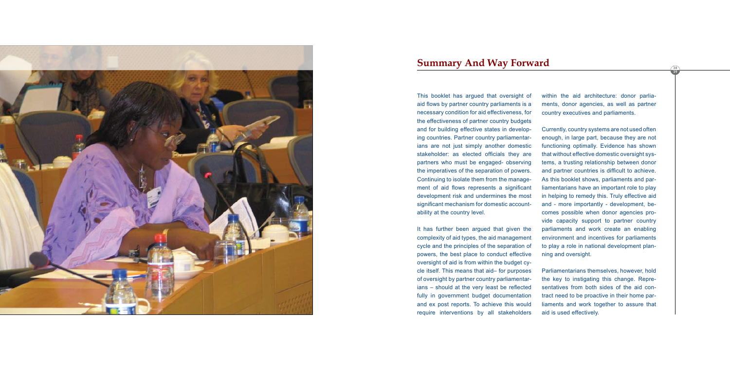## Summary And Way Forward

This booklet has argued that oversight of aid flows by partner country parliaments is a necessary condition for aid effectiveness, for the effectiveness of partner country budgets and for building effective states in developing countries. Partner country parliamentarians are not just simply another domestic stakeholder: as elected officials they are partners who must be engaged- observing the imperatives of the separation of powers. Continuing to isolate them from the management of aid flows represents a significant development risk and undermines the most significant mechanism for domestic accountability at the country level.

It has further been argued that given the complexity of aid types, the aid management cycle and the principles of the separation of powers, the best place to conduct effective oversight of aid is from within the budget cycle itself. This means that aid– for purposes of oversight by partner country parliamentarians – should at the very least be reflected fully in government budget documentation and ex post reports. To achieve this would require interventions by all stakeholders within the aid architecture: donor parliaments, donor agencies, as well as partner country executives and parliaments.

Currently, country systems are not used often enough, in large part, because they are not functioning optimally. Evidence has shown that without effective domestic oversight systems, a trusting relationship between donor and partner countries is difficult to achieve. As this booklet shows, parliaments and parliamentarians have an important role to play in helping to remedy this. Truly effective aid and - more importantly - development, becomes possible when donor agencies provide capacity support to partner country parliaments and work create an enabling environment and incentives for parliaments to play a role in national development planning and oversight.

Parliamentarians themselves, however, hold the key to instigating this change. Representatives from both sides of the aid contract need to be proactive in their home parliaments and work together to assure that aid is used effectively.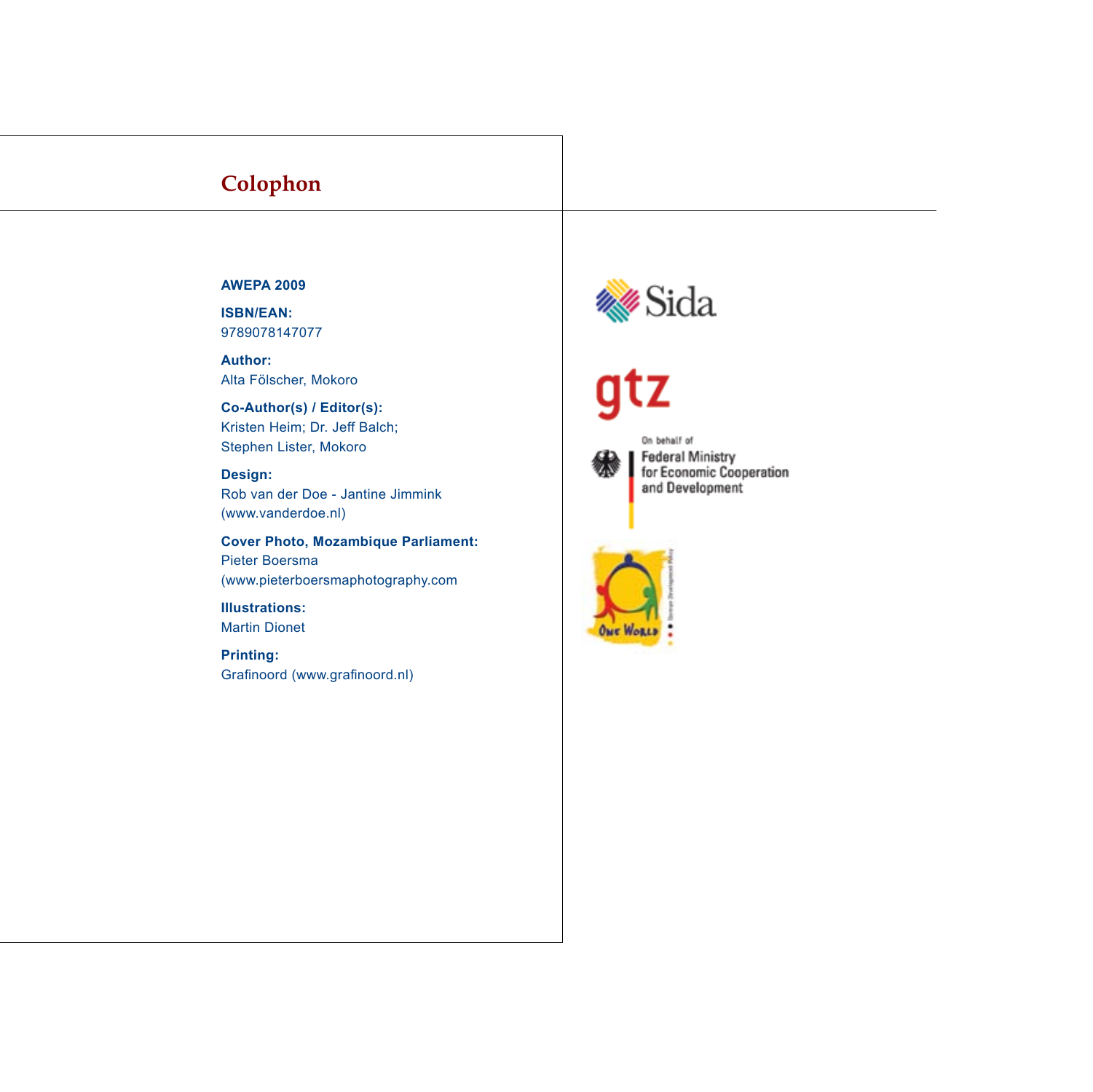# Colophon

**AWEPA 2009**

**ISBN/EAN:**
9789078147077

**Author:**
Alta Fölscher, Mokoro

**Co-Author(s) / Editor(s):**
Kristen Heim; Dr. Jeff Balch;
Stephen Lister, Mokoro

**Design:**
Rob van der Doe - Jantine Jimmink
(www.vanderdoe.nl)

**Cover Photo, Mozambique Parliament:**
Pieter Boersma
(www.pieterboersmaphotography.com

**Illustrations:**
Martin Dionet

**Printing:**
Grafinoord (www.grafinoord.nl)

Sida

gtz

On behalf of
Federal Ministry
for Economic Cooperation
and Development

One World